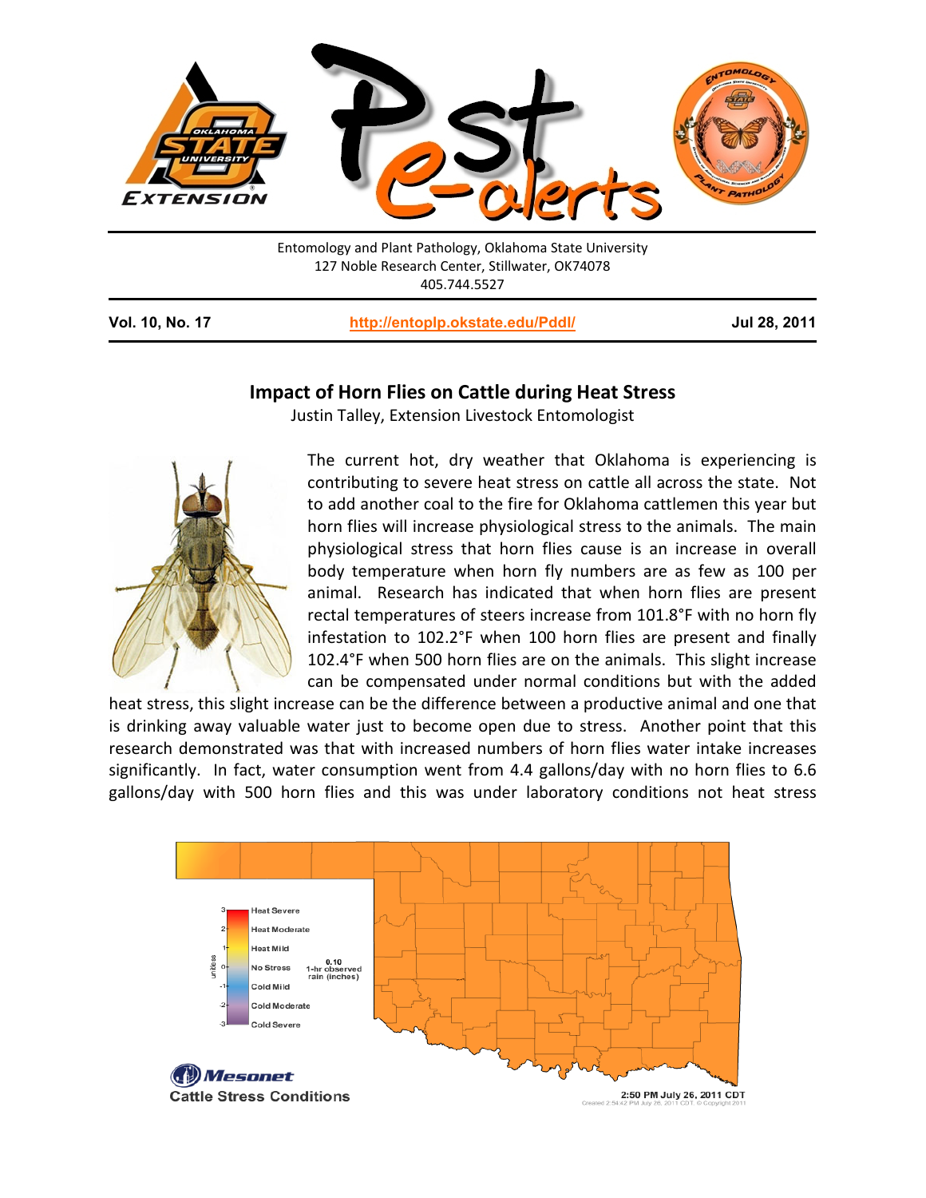Entomology and Plant Pathology, Oklahoma State University
127 Noble Research Center, Stillwater, OK74078
405.744.5527

**Vol. 10, No. 17** | **http://entoplp.okstate.edu/Pddl/** | **Jul 28, 2011**

## Impact of Horn Flies on Cattle during Heat Stress

Justin Talley, Extension Livestock Entomologist

The current hot, dry weather that Oklahoma is experiencing is contributing to severe heat stress on cattle all across the state. Not to add another coal to the fire for Oklahoma cattlemen this year but horn flies will increase physiological stress to the animals. The main physiological stress that horn flies cause is an increase in overall body temperature when horn fly numbers are as few as 100 per animal. Research has indicated that when horn flies are present rectal temperatures of steers increase from 101.8°F with no horn fly infestation to 102.2°F when 100 horn flies are present and finally 102.4°F when 500 horn flies are on the animals. This slight increase can be compensated under normal conditions but with the added heat stress, this slight increase can be the difference between a productive animal and one that is drinking away valuable water just to become open due to stress. Another point that this research demonstrated was that with increased numbers of horn flies water intake increases significantly. In fact, water consumption went from 4.4 gallons/day with no horn flies to 6.6 gallons/day with 500 horn flies and this was under laboratory conditions not heat stress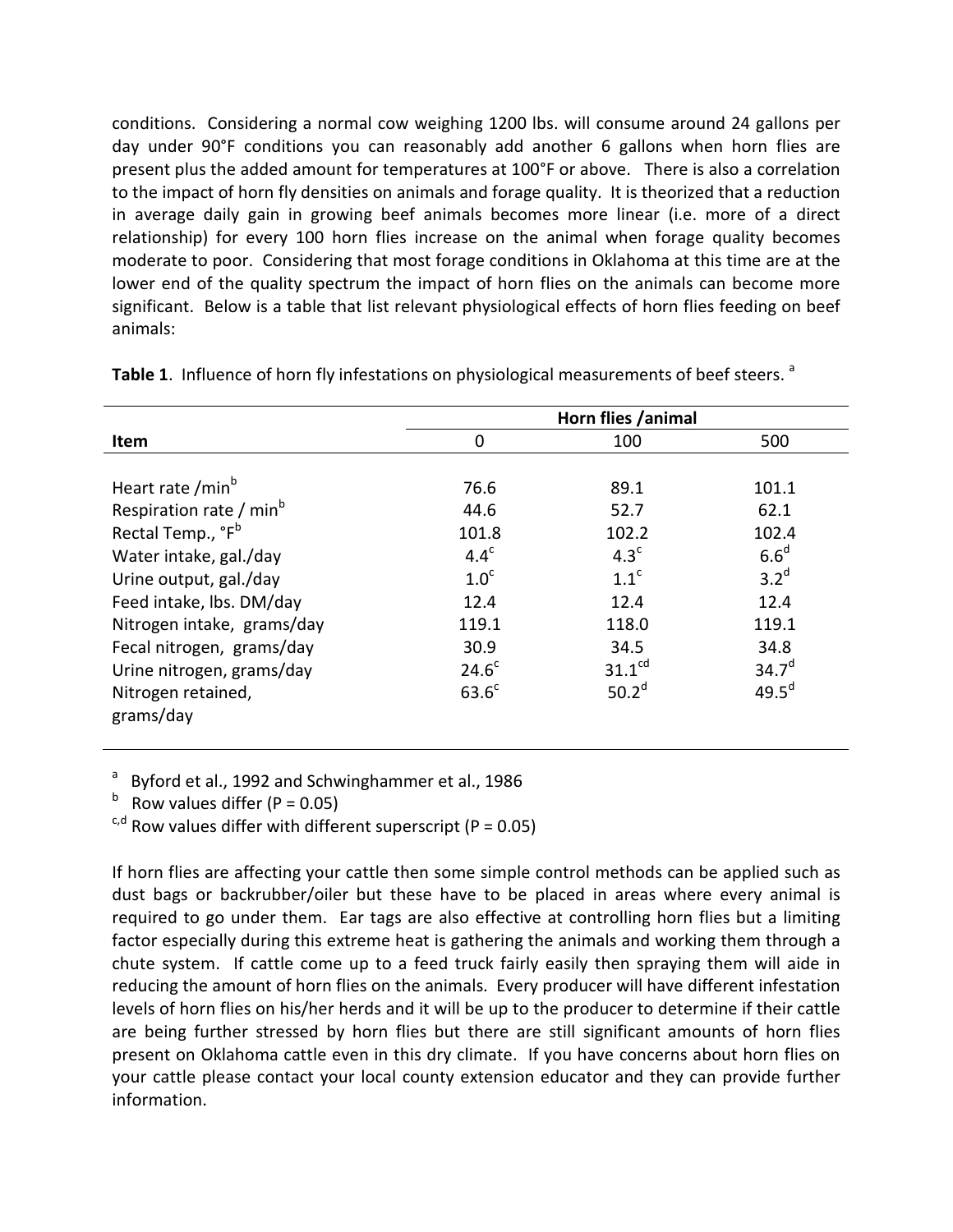conditions. Considering a normal cow weighing 1200 lbs. will consume around 24 gallons per day under 90°F conditions you can reasonably add another 6 gallons when horn flies are present plus the added amount for temperatures at 100°F or above. There is also a correlation to the impact of horn fly densities on animals and forage quality. It is theorized that a reduction in average daily gain in growing beef animals becomes more linear (i.e. more of a direct relationship) for every 100 horn flies increase on the animal when forage quality becomes moderate to poor. Considering that most forage conditions in Oklahoma at this time are at the lower end of the quality spectrum the impact of horn flies on the animals can become more significant. Below is a table that list relevant physiological effects of horn flies feeding on beef animals:

**Table 1**. Influence of horn fly infestations on physiological measurements of beef steers. [a]

| | Horn flies /animal | | |
|---|---|---|---|
| **Item** | 0 | 100 | 500 |
| Heart rate /min[b] | 76.6 | 89.1 | 101.1 |
| Respiration rate / min[b] | 44.6 | 52.7 | 62.1 |
| Rectal Temp., °F[b] | 101.8 | 102.2 | 102.4 |
| Water intake, gal./day | 4.4[c] | 4.3[c] | 6.6[d] |
| Urine output, gal./day | 1.0[c] | 1.1[c] | 3.2[d] |
| Feed intake, lbs. DM/day | 12.4 | 12.4 | 12.4 |
| Nitrogen intake, grams/day | 119.1 | 118.0 | 119.1 |
| Fecal nitrogen, grams/day | 30.9 | 34.5 | 34.8 |
| Urine nitrogen, grams/day | 24.6[c] | 31.1[cd] | 34.7[d] |
| Nitrogen retained, grams/day | 63.6[c] | 50.2[d] | 49.5[d] |

[a] Byford et al., 1992 and Schwinghammer et al., 1986

[b] Row values differ (P = 0.05)

[c,d] Row values differ with different superscript (P = 0.05)

If horn flies are affecting your cattle then some simple control methods can be applied such as dust bags or backrubber/oiler but these have to be placed in areas where every animal is required to go under them. Ear tags are also effective at controlling horn flies but a limiting factor especially during this extreme heat is gathering the animals and working them through a chute system. If cattle come up to a feed truck fairly easily then spraying them will aide in reducing the amount of horn flies on the animals. Every producer will have different infestation levels of horn flies on his/her herds and it will be up to the producer to determine if their cattle are being further stressed by horn flies but there are still significant amounts of horn flies present on Oklahoma cattle even in this dry climate. If you have concerns about horn flies on your cattle please contact your local county extension educator and they can provide further information.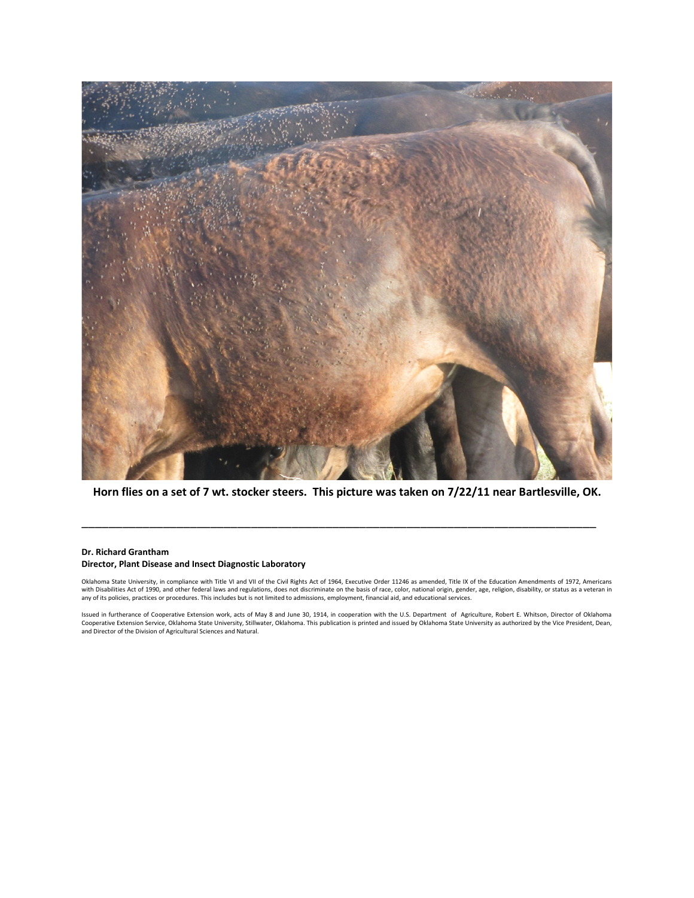**Horn flies on a set of 7 wt. stocker steers. This picture was taken on 7/22/11 near Bartlesville, OK.**

---

**Dr. Richard Grantham**
**Director, Plant Disease and Insect Diagnostic Laboratory**

Oklahoma State University, in compliance with Title VI and VII of the Civil Rights Act of 1964, Executive Order 11246 as amended, Title IX of the Education Amendments of 1972, Americans with Disabilities Act of 1990, and other federal laws and regulations, does not discriminate on the basis of race, color, national origin, gender, age, religion, disability, or status as a veteran in any of its policies, practices or procedures. This includes but is not limited to admissions, employment, financial aid, and educational services.

Issued in furtherance of Cooperative Extension work, acts of May 8 and June 30, 1914, in cooperation with the U.S. Department of Agriculture, Robert E. Whitson, Director of Oklahoma Cooperative Extension Service, Oklahoma State University, Stillwater, Oklahoma. This publication is printed and issued by Oklahoma State University as authorized by the Vice President, Dean, and Director of the Division of Agricultural Sciences and Natural.